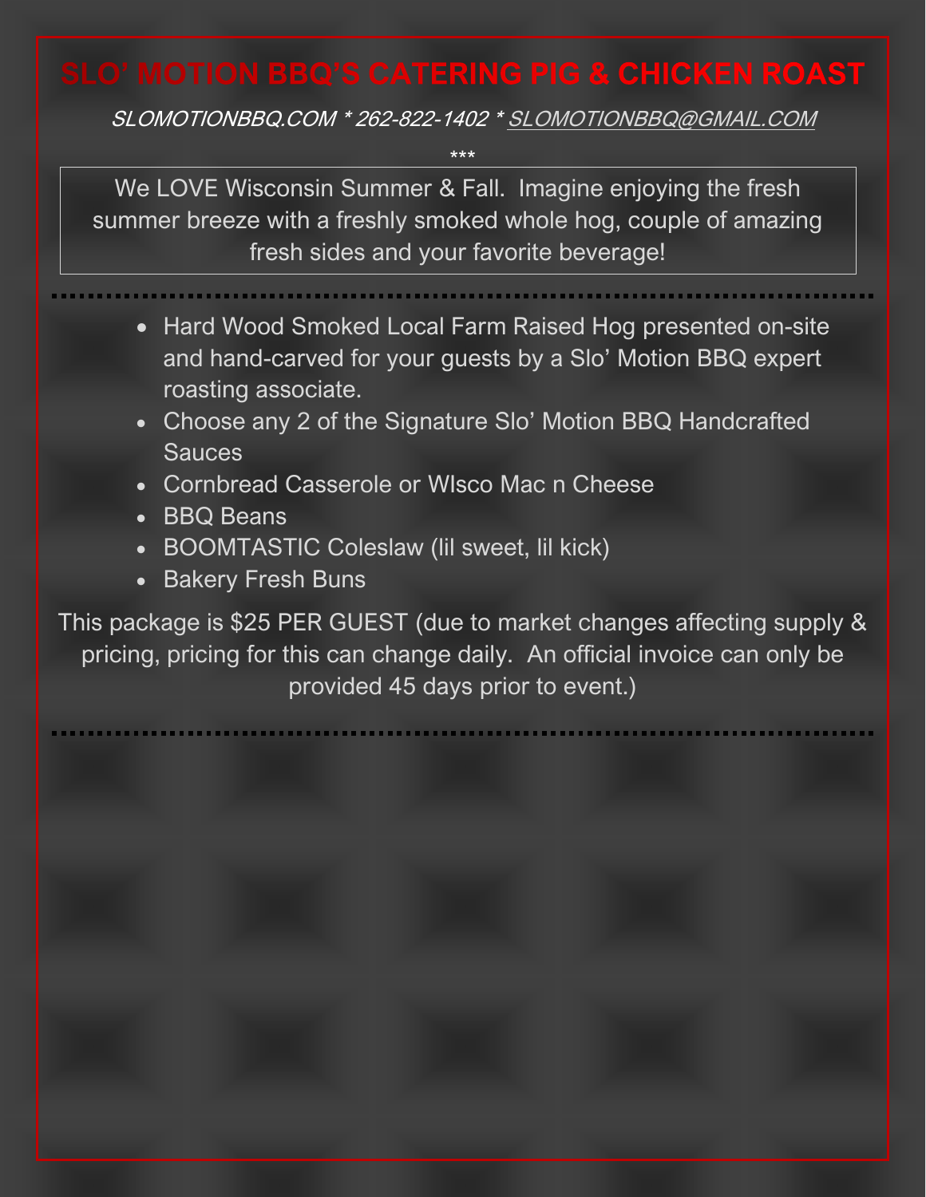# SLO' MOTION BBQ'S CATERING PIG & CHICKEN ROAST

*SLOMOTIONBBQ.COM * 262-822-1402 * SLOMOTIONBBQ@GMAIL.COM*

***

We LOVE Wisconsin Summer & Fall. Imagine enjoying the fresh summer breeze with a freshly smoked whole hog, couple of amazing fresh sides and your favorite beverage!

- Hard Wood Smoked Local Farm Raised Hog presented on-site and hand-carved for your guests by a Slo' Motion BBQ expert roasting associate.
- Choose any 2 of the Signature Slo' Motion BBQ Handcrafted Sauces
- Cornbread Casserole or WIsco Mac n Cheese
- BBQ Beans
- BOOMTASTIC Coleslaw (lil sweet, lil kick)
- Bakery Fresh Buns

This package is $25 PER GUEST (due to market changes affecting supply & pricing, pricing for this can change daily. An official invoice can only be provided 45 days prior to event.)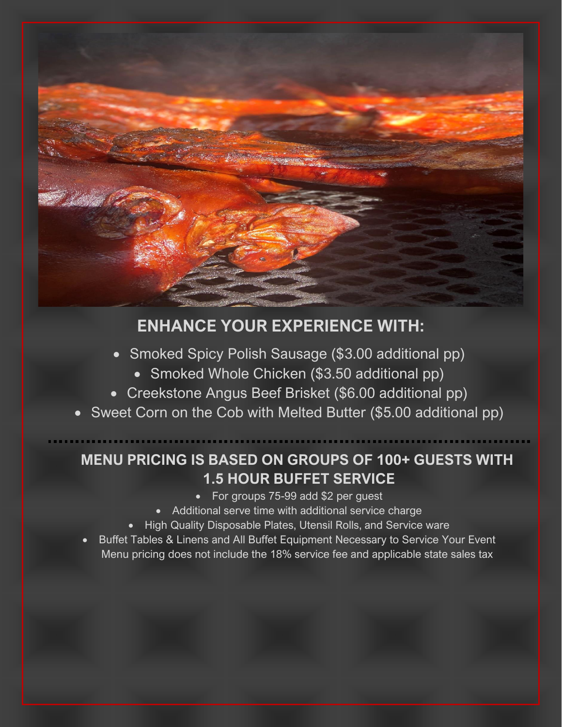## ENHANCE YOUR EXPERIENCE WITH:

- Smoked Spicy Polish Sausage ($3.00 additional pp)
- Smoked Whole Chicken ($3.50 additional pp)
- Creekstone Angus Beef Brisket ($6.00 additional pp)
- Sweet Corn on the Cob with Melted Butter ($5.00 additional pp)

---

## MENU PRICING IS BASED ON GROUPS OF 100+ GUESTS WITH 1.5 HOUR BUFFET SERVICE

- For groups 75-99 add $2 per guest
- Additional serve time with additional service charge
- High Quality Disposable Plates, Utensil Rolls, and Service ware
- Buffet Tables & Linens and All Buffet Equipment Necessary to Service Your Event

Menu pricing does not include the 18% service fee and applicable state sales tax